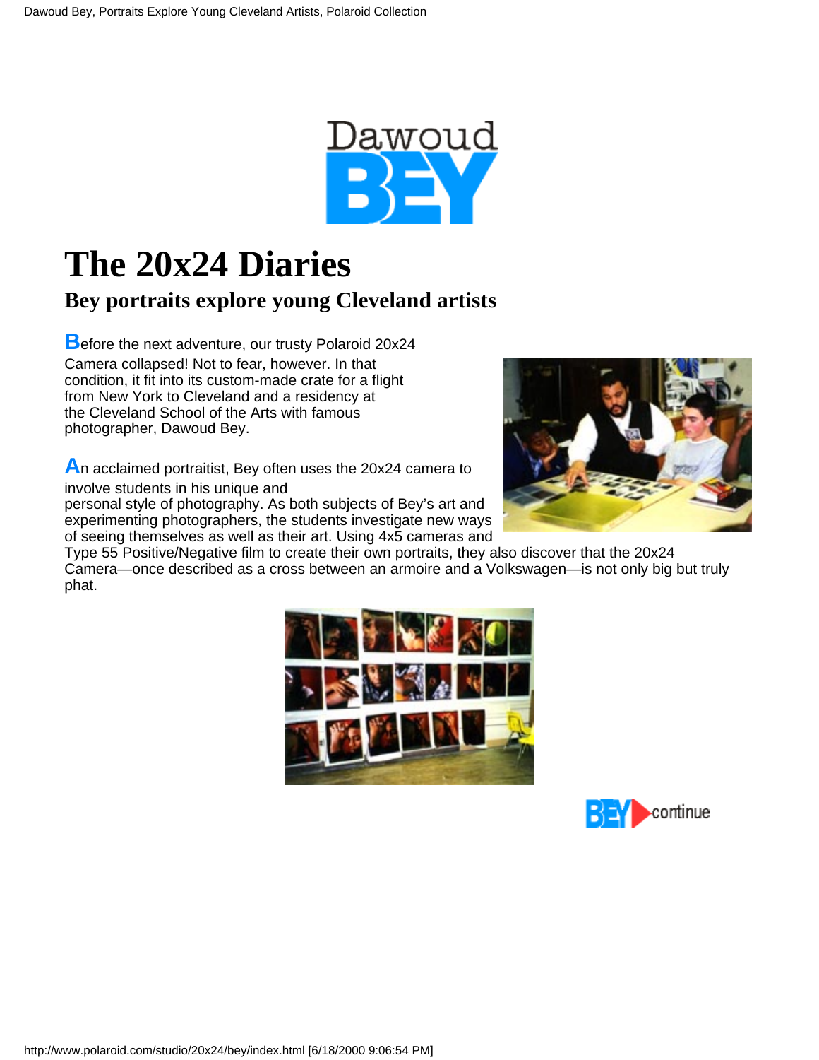Dawoud BEY

# The 20x24 Diaries

## Bey portraits explore young Cleveland artists

Before the next adventure, our trusty Polaroid 20x24 Camera collapsed! Not to fear, however. In that condition, it fit into its custom-made crate for a flight from New York to Cleveland and a residency at the Cleveland School of the Arts with famous photographer, Dawoud Bey.

An acclaimed portraitist, Bey often uses the 20x24 camera to involve students in his unique and personal style of photography. As both subjects of Bey's art and experimenting photographers, the students investigate new ways of seeing themselves as well as their art. Using 4x5 cameras and Type 55 Positive/Negative film to create their own portraits, they also discover that the 20x24 Camera—once described as a cross between an armoire and a Volkswagen—is not only big but truly phat.

BEY continue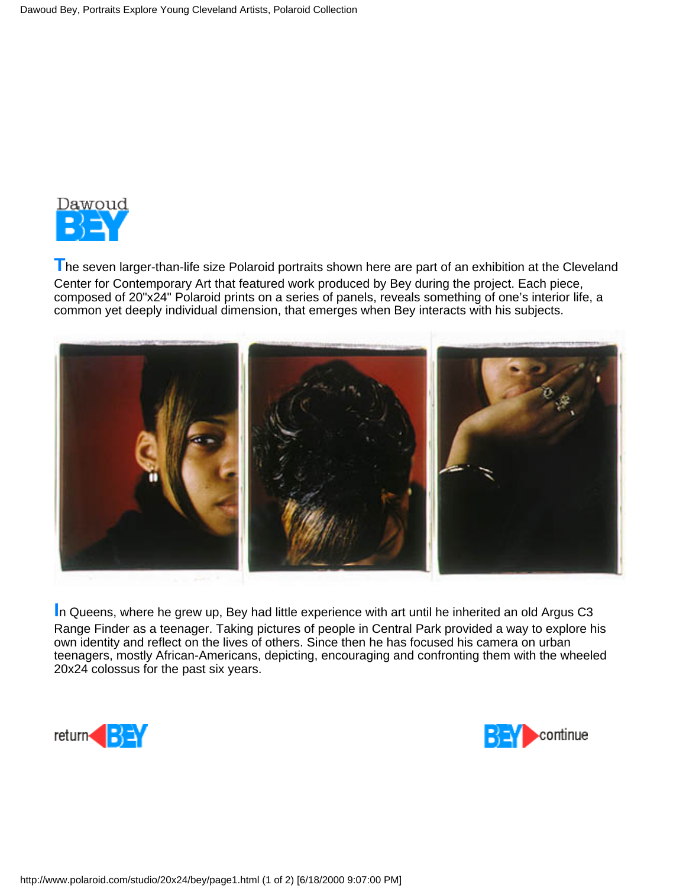Dawoud **BEY**

The seven larger-than-life size Polaroid portraits shown here are part of an exhibition at the Cleveland Center for Contemporary Art that featured work produced by Bey during the project. Each piece, composed of 20"x24" Polaroid prints on a series of panels, reveals something of one's interior life, a common yet deeply individual dimension, that emerges when Bey interacts with his subjects.

In Queens, where he grew up, Bey had little experience with art until he inherited an old Argus C3 Range Finder as a teenager. Taking pictures of people in Central Park provided a way to explore his own identity and reflect on the lives of others. Since then he has focused his camera on urban teenagers, mostly African-Americans, depicting, encouraging and confronting them with the wheeled 20x24 colossus for the past six years.

return BEY

BEY continue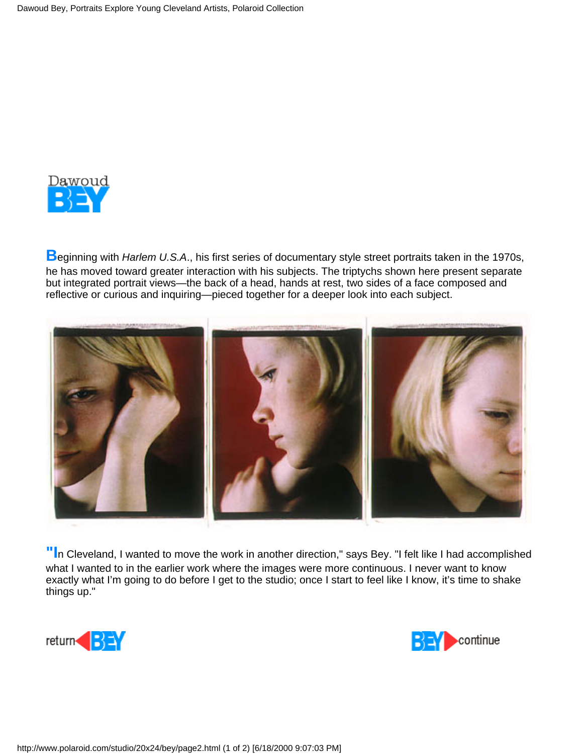# Dawoud BEY

Beginning with *Harlem U.S.A.*, his first series of documentary style street portraits taken in the 1970s, he has moved toward greater interaction with his subjects. The triptychs shown here present separate but integrated portrait views—the back of a head, hands at rest, two sides of a face composed and reflective or curious and inquiring—pieced together for a deeper look into each subject.

"In Cleveland, I wanted to move the work in another direction," says Bey. "I felt like I had accomplished what I wanted to in the earlier work where the images were more continuous. I never want to know exactly what I'm going to do before I get to the studio; once I start to feel like I know, it's time to shake things up."

return BEY

BEY continue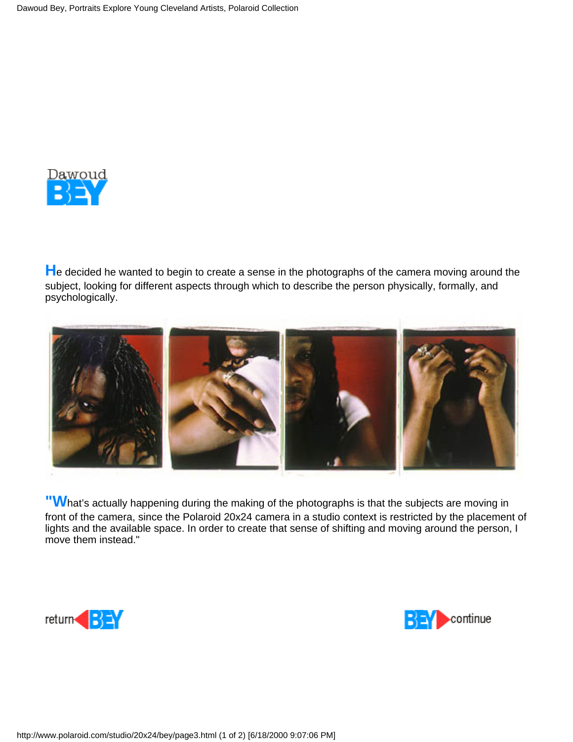Dawoud

BEY

He decided he wanted to begin to create a sense in the photographs of the camera moving around the subject, looking for different aspects through which to describe the person physically, formally, and psychologically.

"What's actually happening during the making of the photographs is that the subjects are moving in front of the camera, since the Polaroid 20x24 camera in a studio context is restricted by the placement of lights and the available space. In order to create that sense of shifting and moving around the person, I move them instead."

return BEY

BEY continue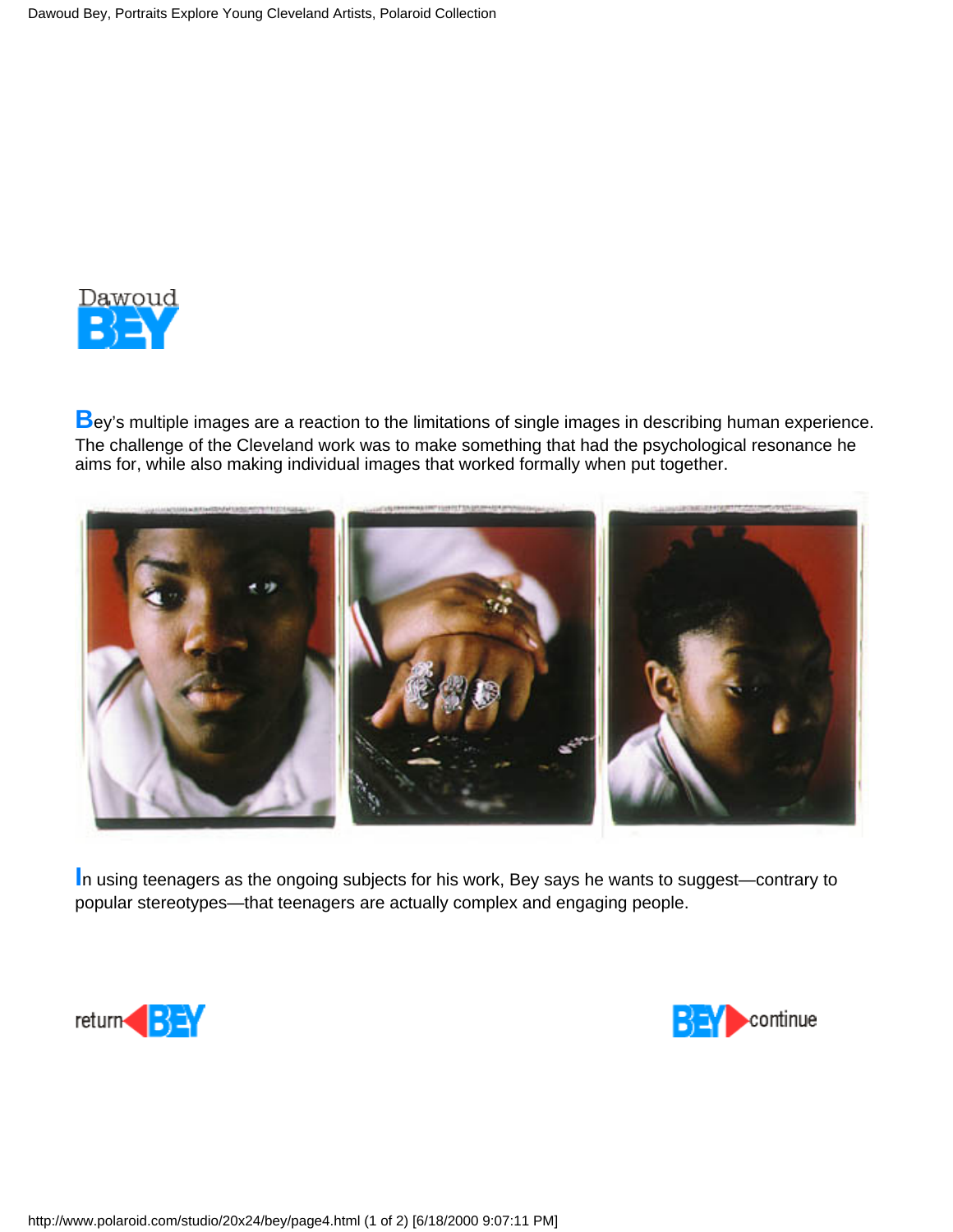Dawoud

**BEY**

Bey's multiple images are a reaction to the limitations of single images in describing human experience. The challenge of the Cleveland work was to make something that had the psychological resonance he aims for, while also making individual images that worked formally when put together.

In using teenagers as the ongoing subjects for his work, Bey says he wants to suggest—contrary to popular stereotypes—that teenagers are actually complex and engaging people.

return BEY

BEY continue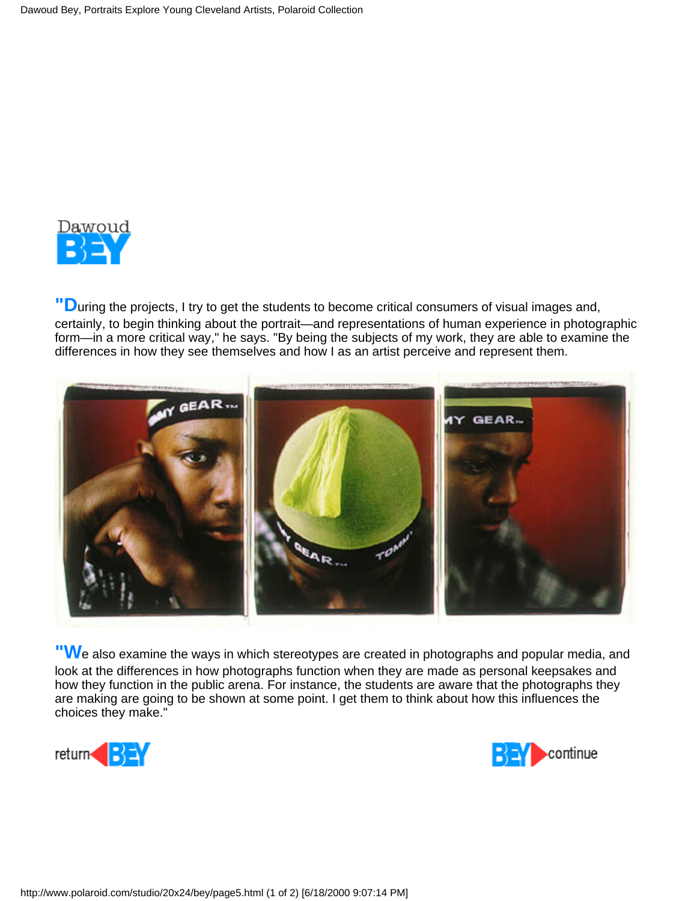Dawoud **BEY**

"**D**uring the projects, I try to get the students to become critical consumers of visual images and, certainly, to begin thinking about the portrait—and representations of human experience in photographic form—in a more critical way," he says. "By being the subjects of my work, they are able to examine the differences in how they see themselves and how I as an artist perceive and represent them.

"**W**e also examine the ways in which stereotypes are created in photographs and popular media, and look at the differences in how photographs function when they are made as personal keepsakes and how they function in the public arena. For instance, the students are aware that the photographs they are making are going to be shown at some point. I get them to think about how this influences the choices they make."

return BEY

BEY continue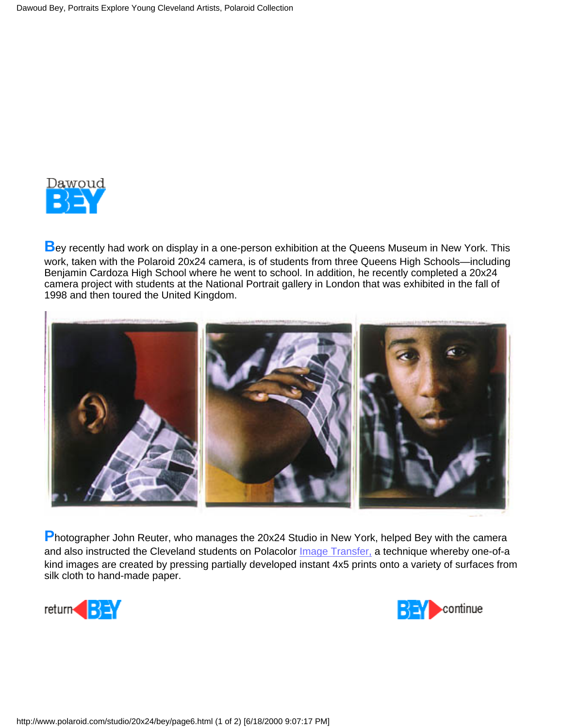Dawoud

BEY

Bey recently had work on display in a one-person exhibition at the Queens Museum in New York. This work, taken with the Polaroid 20x24 camera, is of students from three Queens High Schools—including Benjamin Cardoza High School where he went to school. In addition, he recently completed a 20x24 camera project with students at the National Portrait gallery in London that was exhibited in the fall of 1998 and then toured the United Kingdom.

Photographer John Reuter, who manages the 20x24 Studio in New York, helped Bey with the camera and also instructed the Cleveland students on Polacolor Image Transfer, a technique whereby one-of-a kind images are created by pressing partially developed instant 4x5 prints onto a variety of surfaces from silk cloth to hand-made paper.

return BEY

BEY continue